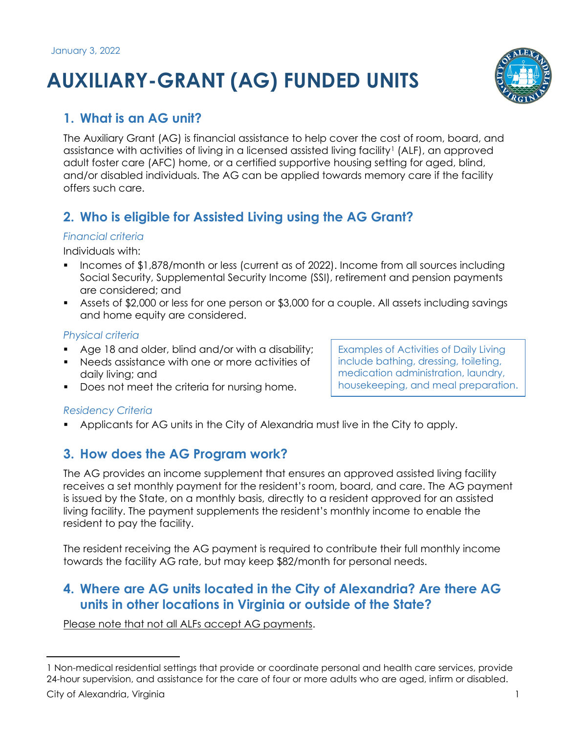January 3, 2022

# AUXILIARY-GRANT (AG) FUNDED UNITS

## 1. What is an AG unit?

The Auxiliary Grant (AG) is financial assistance to help cover the cost of room, board, and assistance with activities of living in a licensed assisted living facility[1] (ALF), an approved adult foster care (AFC) home, or a certified supportive housing setting for aged, blind, and/or disabled individuals. The AG can be applied towards memory care if the facility offers such care.

## 2. Who is eligible for Assisted Living using the AG Grant?

*Financial criteria*

Individuals with:

- Incomes of $1,878/month or less (current as of 2022). Income from all sources including Social Security, Supplemental Security Income (SSI), retirement and pension payments are considered; and
- Assets of $2,000 or less for one person or $3,000 for a couple. All assets including savings and home equity are considered.

*Physical criteria*

- Age 18 and older, blind and/or with a disability;
- Needs assistance with one or more activities of daily living; and
- Does not meet the criteria for nursing home.

Examples of Activities of Daily Living include bathing, dressing, toileting, medication administration, laundry, housekeeping, and meal preparation.

*Residency Criteria*

- Applicants for AG units in the City of Alexandria must live in the City to apply.

## 3. How does the AG Program work?

The AG provides an income supplement that ensures an approved assisted living facility receives a set monthly payment for the resident's room, board, and care. The AG payment is issued by the State, on a monthly basis, directly to a resident approved for an assisted living facility. The payment supplements the resident's monthly income to enable the resident to pay the facility.

The resident receiving the AG payment is required to contribute their full monthly income towards the facility AG rate, but may keep $82/month for personal needs.

## 4. Where are AG units located in the City of Alexandria? Are there AG units in other locations in Virginia or outside of the State?

<u>Please note that not all ALFs accept AG payments</u>.

---

1 Non-medical residential settings that provide or coordinate personal and health care services, provide 24-hour supervision, and assistance for the care of four or more adults who are aged, infirm or disabled.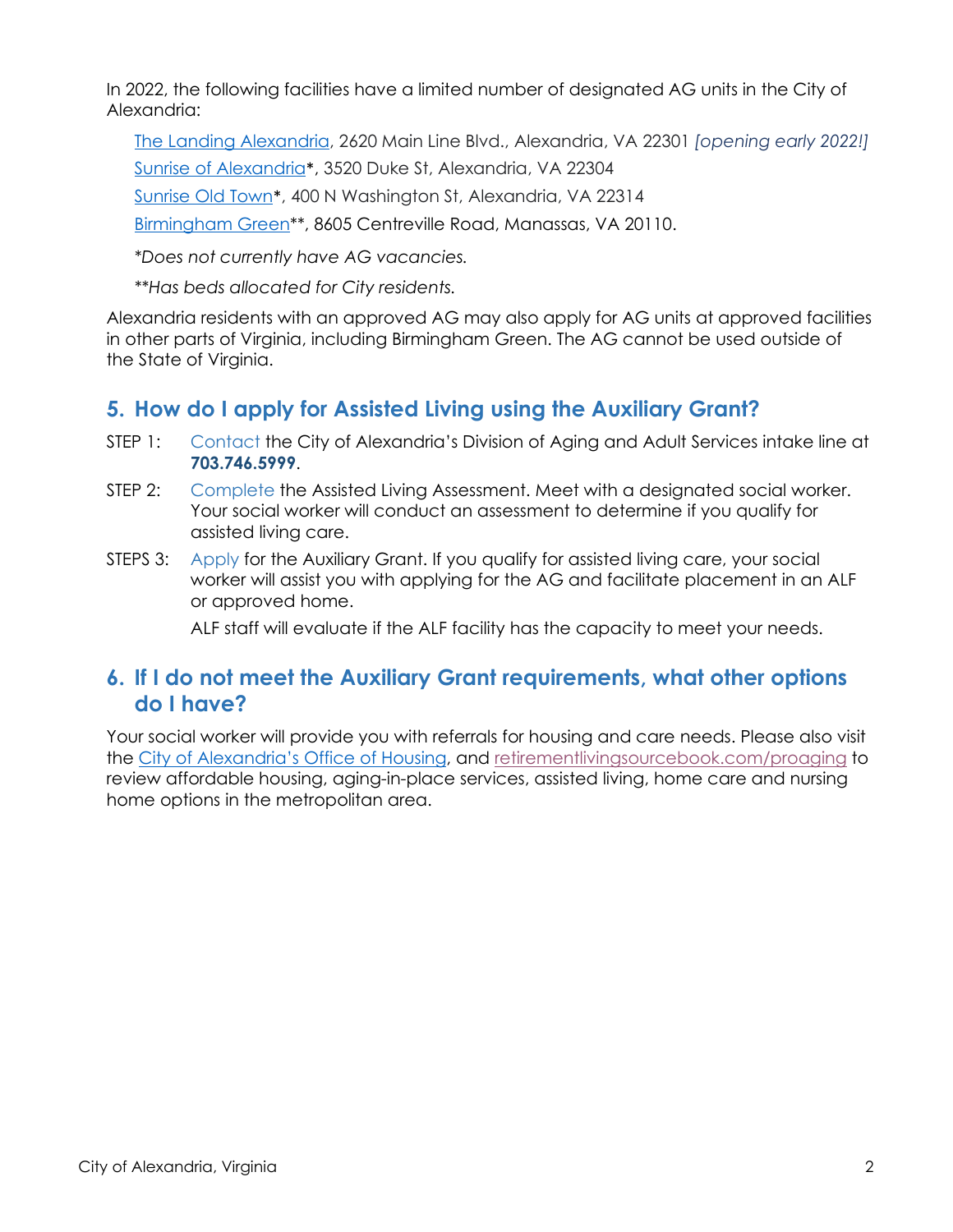In 2022, the following facilities have a limited number of designated AG units in the City of Alexandria:

The Landing Alexandria, 2620 Main Line Blvd., Alexandria, VA 22301 *[opening early 2022!]*

Sunrise of Alexandria*, 3520 Duke St, Alexandria, VA 22304

Sunrise Old Town*, 400 N Washington St, Alexandria, VA 22314

Birmingham Green**, 8605 Centreville Road, Manassas, VA 20110.

*\*Does not currently have AG vacancies.*

*\*\*Has beds allocated for City residents.*

Alexandria residents with an approved AG may also apply for AG units at approved facilities in other parts of Virginia, including Birmingham Green. The AG cannot be used outside of the State of Virginia.

## 5. How do I apply for Assisted Living using the Auxiliary Grant?

STEP 1: Contact the City of Alexandria's Division of Aging and Adult Services intake line at **703.746.5999**.

STEP 2: Complete the Assisted Living Assessment. Meet with a designated social worker. Your social worker will conduct an assessment to determine if you qualify for assisted living care.

STEPS 3: Apply for the Auxiliary Grant. If you qualify for assisted living care, your social worker will assist you with applying for the AG and facilitate placement in an ALF or approved home.

ALF staff will evaluate if the ALF facility has the capacity to meet your needs.

## 6. If I do not meet the Auxiliary Grant requirements, what other options do I have?

Your social worker will provide you with referrals for housing and care needs. Please also visit the City of Alexandria's Office of Housing, and retirementlivingsourcebook.com/proaging to review affordable housing, aging-in-place services, assisted living, home care and nursing home options in the metropolitan area.